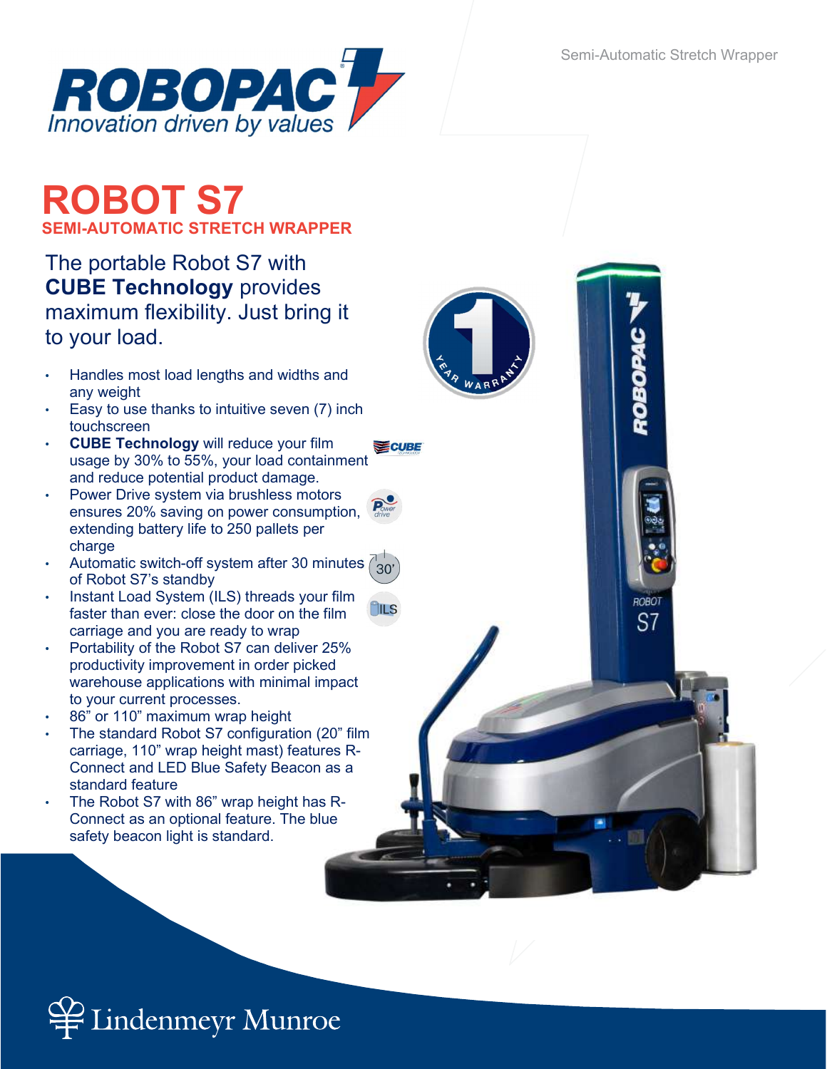ROBOPAC

Innovation driven by values

Semi-Automatic Stretch Wrapper

# ROBOT S7

## SEMI-AUTOMATIC STRETCH WRAPPER

The portable Robot S7 with **CUBE Technology** provides maximum flexibility. Just bring it to your load.

- Handles most load lengths and widths and any weight
- Easy to use thanks to intuitive seven (7) inch touchscreen
- **CUBE Technology** will reduce your film usage by 30% to 55%, your load containment and reduce potential product damage.
- Power Drive system via brushless motors ensures 20% saving on power consumption, extending battery life to 250 pallets per charge
- Automatic switch-off system after 30 minutes of Robot S7's standby
- Instant Load System (ILS) threads your film faster than ever: close the door on the film carriage and you are ready to wrap
- Portability of the Robot S7 can deliver 25% productivity improvement in order picked warehouse applications with minimal impact to your current processes.
- 86" or 110" maximum wrap height
- The standard Robot S7 configuration (20" film carriage, 110" wrap height mast) features R-Connect and LED Blue Safety Beacon as a standard feature
- The Robot S7 with 86" wrap height has R-Connect as an optional feature. The blue safety beacon light is standard.

1 YEAR WARRANTY

Lindenmeyr Munroe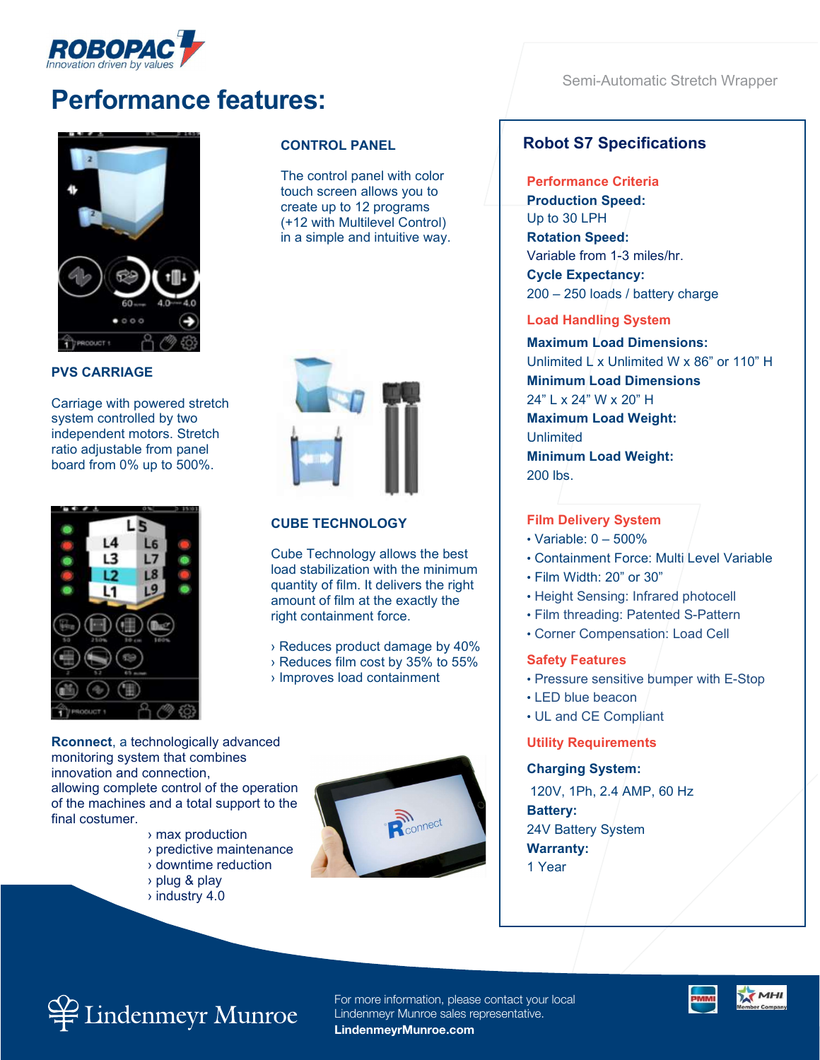# Performance features:

Semi-Automatic Stretch Wrapper

### CONTROL PANEL

The control panel with color touch screen allows you to create up to 12 programs (+12 with Multilevel Control) in a simple and intuitive way.

### PVS CARRIAGE

Carriage with powered stretch system controlled by two independent motors. Stretch ratio adjustable from panel board from 0% up to 500%.

### CUBE TECHNOLOGY

Cube Technology allows the best load stabilization with the minimum quantity of film. It delivers the right amount of film at the exactly the right containment force.

› Reduces product damage by 40%
› Reduces film cost by 35% to 55%
› Improves load containment

**Rconnect**, a technologically advanced monitoring system that combines innovation and connection, allowing complete control of the operation of the machines and a total support to the final costumer.

› max production
› predictive maintenance
› downtime reduction
› plug & play
› industry 4.0

## Robot S7 Specifications

### Performance Criteria

**Production Speed:**
Up to 30 LPH

**Rotation Speed:**
Variable from 1-3 miles/hr.

**Cycle Expectancy:**
200 – 250 loads / battery charge

### Load Handling System

**Maximum Load Dimensions:**
Unlimited L x Unlimited W x 86" or 110" H

**Minimum Load Dimensions**
24" L x 24" W x 20" H

**Maximum Load Weight:**
Unlimited

**Minimum Load Weight:**
200 lbs.

### Film Delivery System

- Variable: 0 – 500%
- Containment Force: Multi Level Variable
- Film Width: 20" or 30"
- Height Sensing: Infrared photocell
- Film threading: Patented S-Pattern
- Corner Compensation: Load Cell

### Safety Features

- Pressure sensitive bumper with E-Stop
- LED blue beacon
- UL and CE Compliant

### Utility Requirements

**Charging System:**
120V, 1Ph, 2.4 AMP, 60 Hz

**Battery:**
24V Battery System

**Warranty:**
1 Year

For more information, please contact your local Lindenmeyr Munroe sales representative.
**LindenmeyrMunroe.com**